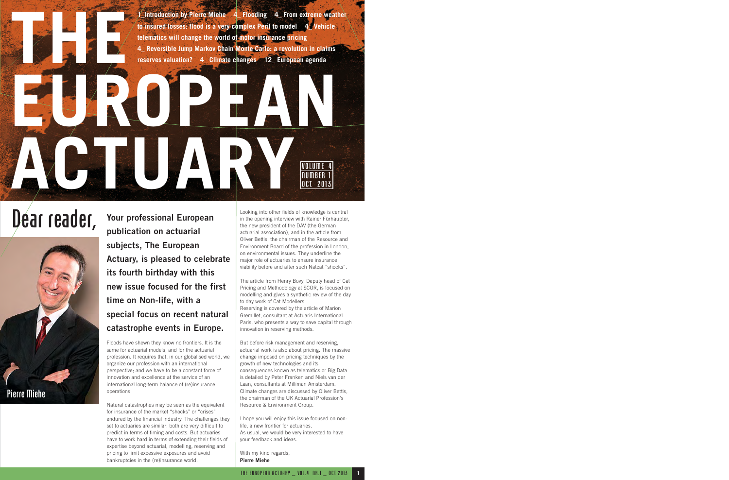# THE EUROPEAN ACTUARY

VOLUME 4
NUMBER 1
OCT 2013

1_ Introduction by Pierre Miehe 4_ Flooding 4_ From extreme weather to insured losses: flood is a very complex Peril to model 4_ Vehicle telematics will change the world of motor insurance pricing 4_ Reversible Jump Markov Chain Monte Carlo: a revolution in claims reserves valuation? 4_ Climate changes 12_ European agenda

## Dear reader,

Pierre Miehe

**Your professional European publication on actuarial subjects, The European Actuary, is pleased to celebrate its fourth birthday with this new issue focused for the first time on Non-life, with a special focus on recent natural catastrophe events in Europe.**

Floods have shown they know no frontiers. It is the same for actuarial models, and for the actuarial profession. It requires that, in our globalised world, we organize our profession with an international perspective; and we have to be a constant force of innovation and excellence at the service of an international long-term balance of (re)insurance operations.

Natural catastrophes may be seen as the equivalent for insurance of the market "shocks" or "crises" endured by the financial industry. The challenges they set to actuaries are similar: both are very difficult to predict in terms of timing and costs. But actuaries have to work hard in terms of extending their fields of expertise beyond actuarial, modelling, reserving and pricing to limit excessive exposures and avoid bankruptcies in the (re)insurance world.

Looking into other fields of knowledge is central in the opening interview with Rainer Fürhaupter, the new president of the DAV (the German actuarial association), and in the article from Oliver Bettis, the chairman of the Resource and Environment Board of the profession in London, on environmental issues. They underline the major role of actuaries to ensure insurance viability before and after such Natcat "shocks".

The article from Henry Bovy, Deputy head of Cat Pricing and Methodology at SCOR, is focused on modelling and gives a synthetic review of the day to day work of Cat Modellers.
Reserving is covered by the article of Marion Gremillet, consultant at Actuaris International Paris, who presents a way to save capital through innovation in reserving methods.

But before risk management and reserving, actuarial work is also about pricing. The massive change imposed on pricing techniques by the growth of new technologies and its consequences known as telematics or Big Data is detailed by Peter Franken and Niels van der Laan, consultants at Milliman Amsterdam.
Climate changes are discussed by Oliver Bettis, the chairman of the UK Actuarial Profession's Resource & Environment Group.

I hope you will enjoy this issue focused on non-life, a new frontier for actuaries.
As usual, we would be very interested to have your feedback and ideas.

With my kind regards,
**Pierre Miehe**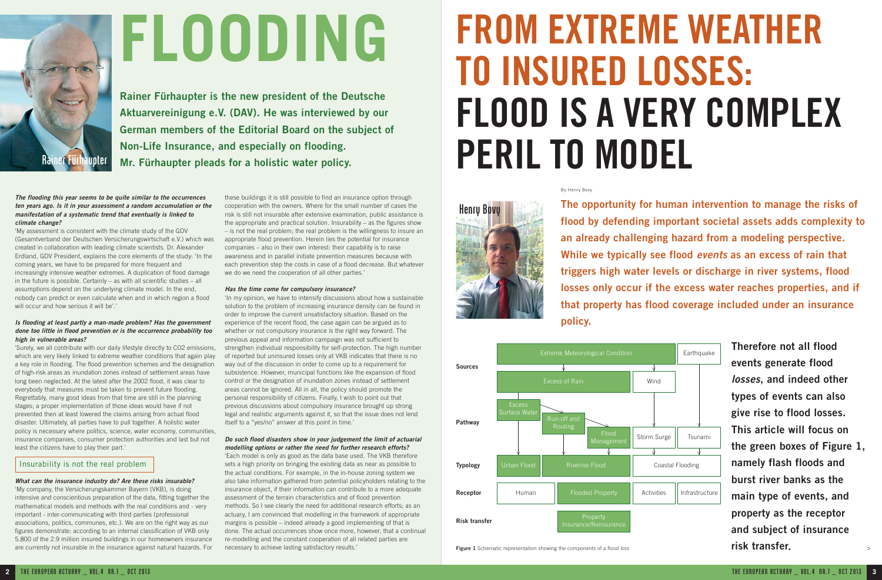# FLOODING

**Rainer Fürhaupter is the new president of the Deutsche Aktuarvereinigung e.V. (DAV). He was interviewed by our German members of the Editorial Board on the subject of Non-Life Insurance, and especially on flooding. Mr. Fürhaupter pleads for a holistic water policy.**

Rainer Fürhaupter

***The flooding this year seems to be quite similar to the occurrences ten years ago. Is it in your assessment a random accumulation or the manifestation of a systematic trend that eventually is linked to climate change?***

'My assessment is consistent with the climate study of the GDV (Gesamtverband der Deutschen Versicherungswirtschaft e.V.) which was created in collaboration with leading climate scientists. Dr. Alexander Erdland, GDV President, explains the core elements of the study: 'In the coming years, we have to be prepared for more frequent and increasingly intensive weather extremes. A duplication of flood damage in the future is possible. Certainly – as with all scientific studies – all assumptions depend on the underlying climate model. In the end, nobody can predict or even calculate when and in which region a flood will occur and how serious it will be'.'

***Is flooding at least partly a man-made problem? Has the government done too little in flood prevention or is the occurrence probability too high in vulnerable areas?***

'Surely, we all contribute with our daily lifestyle directly to CO2 emissions, which are very likely linked to extreme weather conditions that again play a key role in flooding. The flood prevention schemes and the designation of high-risk areas as inundation zones instead of settlement areas have long been neglected. At the latest after the 2002 flood, it was clear to everybody that measures must be taken to prevent future flooding. Regrettably, many good ideas from that time are still in the planning stages; a proper implementation of those ideas would have if not prevented then at least lowered the claims arising from actual flood disaster. Ultimately, all parties have to pull together. A holistic water policy is necessary where politics, science, water economy, communities, insurance companies, consumer protection authorities and last but not least the citizens have to play their part.'

## Insurability is not the real problem

***What can the insurance industry do? Are these risks insurable?***

'My company, the Versicherungskammer Bayern (VKB), is doing intensive and conscientious preparation of the data, fitting together the mathematical models and methods with the real conditions and - very important - inter-communicating with third parties (professional associations, politics, communes, etc.). We are on the right way as our figures demonstrate: according to an internal classification of VKB only 5.800 of the 2.9 million insured buildings in our homeowners insurance are currently not insurable in the insurance against natural hazards. For these buildings it is still possible to find an insurance option through cooperation with the owners. Where for the small number of cases the risk is still not insurable after extensive examination, public assistance is the appropriate and practical solution. Insurability – as the figures show – is not the real problem; the real problem is the willingness to insure an appropriate flood prevention. Herein lies the potential for insurance companies – also in their own interest: their capability is to raise awareness and in parallel initiate prevention measures because with each prevention step the costs in case of a flood decrease. But whatever we do we need the cooperation of all other parties.'

***Has the time come for compulsory insurance?***

'In my opinion, we have to intensify discussions about how a sustainable solution to the problem of increasing insurance density can be found in order to improve the current unsatisfactory situation. Based on the experience of the recent flood, the case again can be argued as to whether or not compulsory insurance is the right way forward. The previous appeal and information campaign was not sufficient to strengthen individual responsibility for self-protection. The high number of reported but uninsured losses only at VKB indicates that there is no way out of the discussion in order to come up to a requirement for subsistence. However, municipal functions like the expansion of flood control or the designation of inundation zones instead of settlement areas cannot be ignored. All in all, the policy should promote the personal responsibility of citizens. Finally, I wish to point out that previous discussions about compulsory insurance brought up strong legal and realistic arguments against it, so that the issue does not lend itself to a "yes/no" answer at this point in time.'

***Do such flood disasters show in your judgement the limit of actuarial modelling options or rather the need for further research efforts?***

'Each model is only as good as the data base used. The VKB therefore sets a high priority on bringing the existing data as near as possible to the actual conditions. For example, in the in-house zoning system we also take information gathered from potential policyholders relating to the insurance object, if their information can contribute to a more adequate assessment of the terrain characteristics and of flood prevention methods. So I see clearly the need for additional research efforts; as an actuary, I am convinced that modelling in the framework of appropriate margins is possible – indeed already a good implementing of that is done. The actual occurrences show once more, however, that a continual re-modelling and the constant cooperation of all related parties are necessary to achieve lasting satisfactory results.'

# FROM EXTREME WEATHER TO INSURED LOSSES: FLOOD IS A VERY COMPLEX PERIL TO MODEL

By Henry Bovy

Henry Bovy

**The opportunity for human intervention to manage the risks of flood by defending important societal assets adds complexity to an already challenging hazard from a modeling perspective. While we typically see flood *events* as an excess of rain that triggers high water levels or discharge in river systems, flood losses only occur if the excess water reaches properties, and if that property has flood coverage included under an insurance policy.**

Sources
Pathway
Typology
Receptor
Risk transfer
Extreme Meteorological Condition
Earthquake
Excess of Rain
Wind
Excess Surface Water
Run-off and Routing
Flood Management
Storm Surge
Tsunami
Urban Flood
Riverine Flood
Coastal Flooding
Human
Flooded Property
Activities
Infrastructure
Property Insurance/Reinsurance

**Figure 1** Schematic representation showing the components of a flood loss

**Therefore not all flood events generate flood *losses*, and indeed other types of events can also give rise to flood losses. This article will focus on the green boxes of Figure 1, namely flash floods and burst river banks as the main type of events, and property as the receptor and subject of insurance risk transfer.**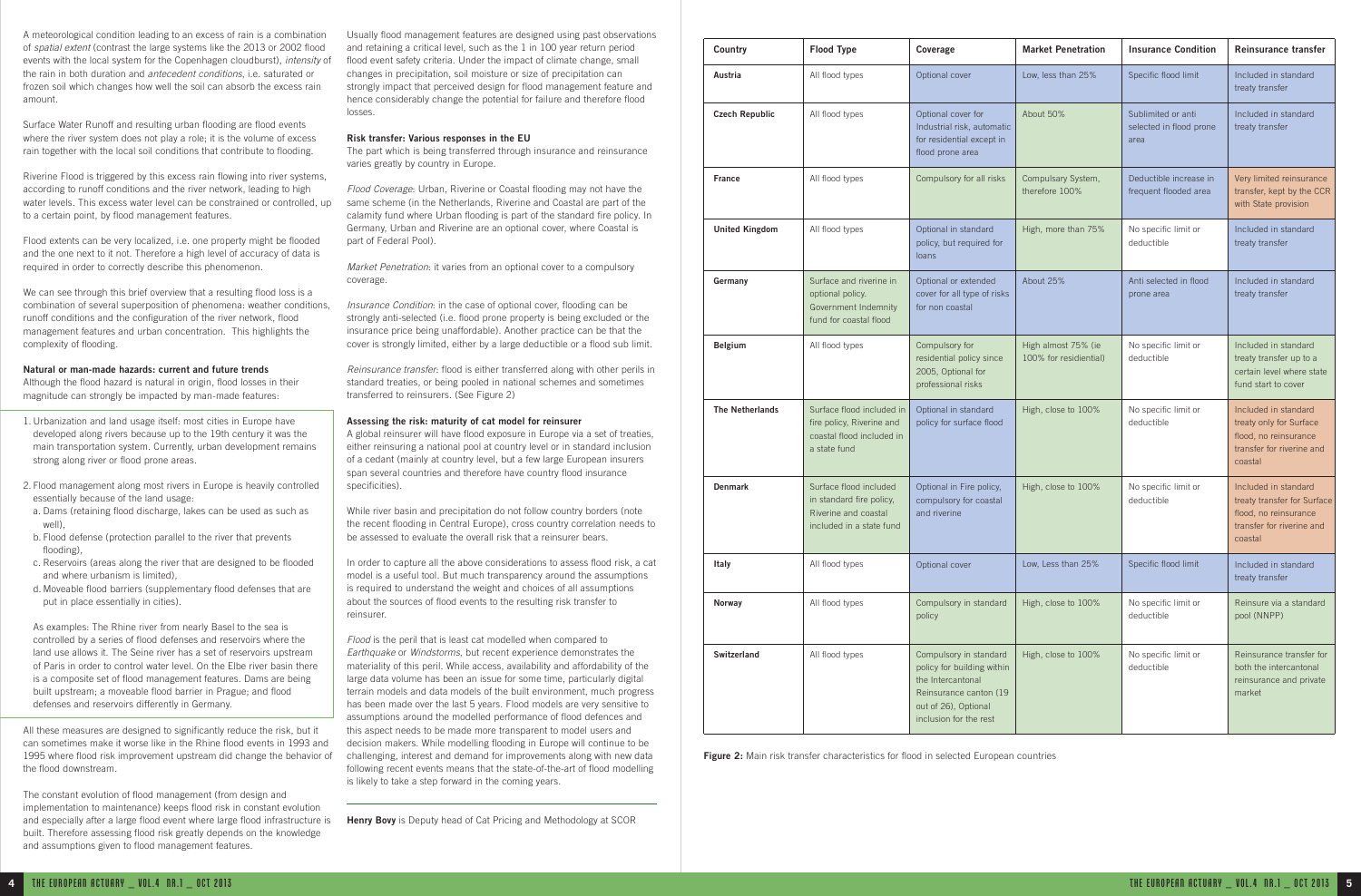A meteorological condition leading to an excess of rain is a combination of *spatial extent* (contrast the large systems like the 2013 or 2002 flood events with the local system for the Copenhagen cloudburst), *intensity* of the rain in both duration and *antecedent conditions*, i.e. saturated or frozen soil which changes how well the soil can absorb the excess rain amount.

Surface Water Runoff and resulting urban flooding are flood events where the river system does not play a role; it is the volume of excess rain together with the local soil conditions that contribute to flooding.

Riverine Flood is triggered by this excess rain flowing into river systems, according to runoff conditions and the river network, leading to high water levels. This excess water level can be constrained or controlled, up to a certain point, by flood management features.

Flood extents can be very localized, i.e. one property might be flooded and the one next to it not. Therefore a high level of accuracy of data is required in order to correctly describe this phenomenon.

We can see through this brief overview that a resulting flood loss is a combination of several superposition of phenomena: weather conditions, runoff conditions and the configuration of the river network, flood management features and urban concentration. This highlights the complexity of flooding.

**Natural or man-made hazards: current and future trends**
Although the flood hazard is natural in origin, flood losses in their magnitude can strongly be impacted by man-made features:

1. Urbanization and land usage itself: most cities in Europe have developed along rivers because up to the 19th century it was the main transportation system. Currently, urban development remains strong along river or flood prone areas.

2. Flood management along most rivers in Europe is heavily controlled essentially because of the land usage:
   a. Dams (retaining flood discharge, lakes can be used as such as well),
   b. Flood defense (protection parallel to the river that prevents flooding),
   c. Reservoirs (areas along the river that are designed to be flooded and where urbanism is limited),
   d. Moveable flood barriers (supplementary flood defenses that are put in place essentially in cities).

   As examples: The Rhine river from nearly Basel to the sea is controlled by a series of flood defenses and reservoirs where the land use allows it. The Seine river has a set of reservoirs upstream of Paris in order to control water level. On the Elbe river basin there is a composite set of flood management features. Dams are being built upstream; a moveable flood barrier in Prague; and flood defenses and reservoirs differently in Germany.

All these measures are designed to significantly reduce the risk, but it can sometimes make it worse like in the Rhine flood events in 1993 and 1995 where flood risk improvement upstream did change the behavior of the flood downstream.

The constant evolution of flood management (from design and implementation to maintenance) keeps flood risk in constant evolution and especially after a large flood event where large flood infrastructure is built. Therefore assessing flood risk greatly depends on the knowledge and assumptions given to flood management features.

Usually flood management features are designed using past observations and retaining a critical level, such as the 1 in 100 year return period flood event safety criteria. Under the impact of climate change, small changes in precipitation, soil moisture or size of precipitation can strongly impact that perceived design for flood management feature and hence considerably change the potential for failure and therefore flood losses.

**Risk transfer: Various responses in the EU**
The part which is being transferred through insurance and reinsurance varies greatly by country in Europe.

*Flood Coverage*: Urban, Riverine or Coastal flooding may not have the same scheme (in the Netherlands, Riverine and Coastal are part of the calamity fund where Urban flooding is part of the standard fire policy. In Germany, Urban and Riverine are an optional cover, where Coastal is part of Federal Pool).

*Market Penetration*: it varies from an optional cover to a compulsory coverage.

*Insurance Condition*: in the case of optional cover, flooding can be strongly anti-selected (i.e. flood prone property is being excluded or the insurance price being unaffordable). Another practice can be that the cover is strongly limited, either by a large deductible or a flood sub limit.

*Reinsurance transfer*: flood is either transferred along with other perils in standard treaties, or being pooled in national schemes and sometimes transferred to reinsurers. (See Figure 2)

**Assessing the risk: maturity of cat model for reinsurer**
A global reinsurer will have flood exposure in Europe via a set of treaties, either reinsuring a national pool at country level or in standard inclusion of a cedant (mainly at country level, but a few large European insurers span several countries and therefore have country flood insurance specificities).

While river basin and precipitation do not follow country borders (note the recent flooding in Central Europe), cross country correlation needs to be assessed to evaluate the overall risk that a reinsurer bears.

In order to capture all the above considerations to assess flood risk, a cat model is a useful tool. But much transparency around the assumptions is required to understand the weight and choices of all assumptions about the sources of flood events to the resulting risk transfer to reinsurer.

*Flood* is the peril that is least cat modelled when compared to *Earthquake* or *Windstorms*, but recent experience demonstrates the materiality of this peril. While access, availability and affordability of the large data volume has been an issue for some time, particularly digital terrain models and data models of the built environment, much progress has been made over the last 5 years. Flood models are very sensitive to assumptions around the modelled performance of flood defences and this aspect needs to be made more transparent to model users and decision makers. While modelling flooding in Europe will continue to be challenging, interest and demand for improvements along with new data following recent events means that the state-of-the-art of flood modelling is likely to take a step forward in the coming years.

**Henry Bovy** is Deputy head of Cat Pricing and Methodology at SCOR

| Country | Flood Type | Coverage | Market Penetration | Insurance Condition | Reinsurance transfer |
|---|---|---|---|---|---|
| **Austria** | All flood types | Optional cover | Low, less than 25% | Specific flood limit | Included in standard treaty transfer |
| **Czech Republic** | All flood types | Optional cover for Industrial risk, automatic for residential except in flood prone area | About 50% | Sublimited or anti selected in flood prone area | Included in standard treaty transfer |
| **France** | All flood types | Compulsory for all risks | Compulsary System, therefore 100% | Deductible increase in frequent flooded area | Very limited reinsurance transfer, kept by the CCR with State provision |
| **United Kingdom** | All flood types | Optional in standard policy, but required for loans | High, more than 75% | No specific limit or deductible | Included in standard treaty transfer |
| **Germany** | Surface and riverine in optional policy. Government Indemnity fund for coastal flood | Optional or extended cover for all type of risks for non coastal | About 25% | Anti selected in flood prone area | Included in standard treaty transfer |
| **Belgium** | All flood types | Compulsory for residential policy since 2005, Optional for professional risks | High almost 75% (ie 100% for residiential) | No specific limit or deductible | Included in standard treaty transfer up to a certain level where state fund start to cover |
| **The Netherlands** | Surface flood included in fire policy, Riverine and coastal flood included in a state fund | Optional in standard policy for surface flood | High, close to 100% | No specific limit or deductible | Included in standard treaty only for Surface flood, no reinsurance transfer for riverine and coastal |
| **Denmark** | Surface flood included in standard fire policy, Riverine and coastal included in a state fund | Optional in Fire policy, compulsory for coastal and riverine | High, close to 100% | No specific limit or deductible | Included in standard treaty transfer for Surface flood, no reinsurance transfer for riverine and coastal |
| **Italy** | All flood types | Optional cover | Low, Less than 25% | Specific flood limit | Included in standard treaty transfer |
| **Norway** | All flood types | Compulsory in standard policy | High, close to 100% | No specific limit or deductible | Reinsure via a standard pool (NNPP) |
| **Switzerland** | All flood types | Compulsory in standard policy for building within the Intercantonal Reinsurance canton (19 out of 26), Optional inclusion for the rest | High, close to 100% | No specific limit or deductible | Reinsurance transfer for both the intercantonal reinsurance and private market |

**Figure 2:** Main risk transfer characteristics for flood in selected European countries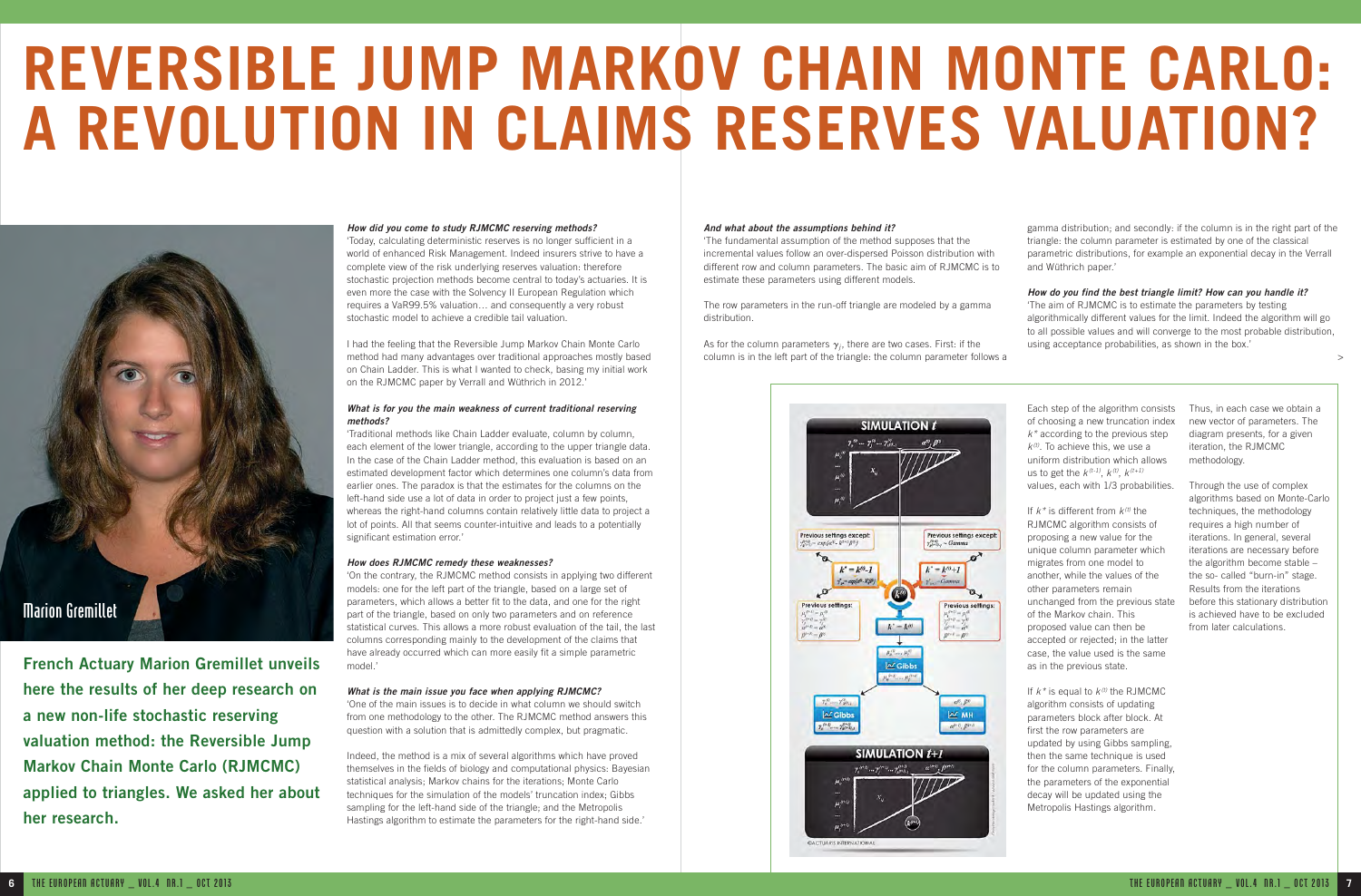# REVERSIBLE JUMP MARKOV CHAIN MONTE CARLO: A REVOLUTION IN CLAIMS RESERVES VALUATION?

Marion Gremillet

**French Actuary Marion Gremillet unveils here the results of her deep research on a new non-life stochastic reserving valuation method: the Reversible Jump Markov Chain Monte Carlo (RJMCMC) applied to triangles. We asked her about her research.**

***How did you come to study RJMCMC reserving methods?***

'Today, calculating deterministic reserves is no longer sufficient in a world of enhanced Risk Management. Indeed insurers strive to have a complete view of the risk underlying reserves valuation: therefore stochastic projection methods become central to today's actuaries. It is even more the case with the Solvency II European Regulation which requires a VaR99.5% valuation… and consequently a very robust stochastic model to achieve a credible tail valuation.

I had the feeling that the Reversible Jump Markov Chain Monte Carlo method had many advantages over traditional approaches mostly based on Chain Ladder. This is what I wanted to check, basing my initial work on the RJMCMC paper by Verrall and Wüthrich in 2012.'

***What is for you the main weakness of current traditional reserving methods?***

'Traditional methods like Chain Ladder evaluate, column by column, each element of the lower triangle, according to the upper triangle data. In the case of the Chain Ladder method, this evaluation is based on an estimated development factor which determines one column's data from earlier ones. The paradox is that the estimates for the columns on the left-hand side use a lot of data in order to project just a few points, whereas the right-hand columns contain relatively little data to project a lot of points. All that seems counter-intuitive and leads to a potentially significant estimation error.'

***How does RJMCMC remedy these weaknesses?***

'On the contrary, the RJMCMC method consists in applying two different models: one for the left part of the triangle, based on a large set of parameters, which allows a better fit to the data, and one for the right part of the triangle, based on only two parameters and on reference statistical curves. This allows a more robust evaluation of the tail, the last columns corresponding mainly to the development of the claims that have already occurred which can more easily fit a simple parametric model.'

***What is the main issue you face when applying RJMCMC?***

'One of the main issues is to decide in what column we should switch from one methodology to the other. The RJMCMC method answers this question with a solution that is admittedly complex, but pragmatic.

Indeed, the method is a mix of several algorithms which have proved themselves in the fields of biology and computational physics: Bayesian statistical analysis; Markov chains for the iterations; Monte Carlo techniques for the simulation of the models' truncation index; Gibbs sampling for the left-hand side of the triangle; and the Metropolis Hastings algorithm to estimate the parameters for the right-hand side.'

***And what about the assumptions behind it?***

'The fundamental assumption of the method supposes that the incremental values follow an over-dispersed Poisson distribution with different row and column parameters. The basic aim of RJMCMC is to estimate these parameters using different models.

The row parameters in the run-off triangle are modeled by a gamma distribution.

As for the column parameters $\gamma_j$, there are two cases. First: if the column is in the left part of the triangle: the column parameter follows a gamma distribution; and secondly: if the column is in the right part of the triangle: the column parameter is estimated by one of the classical parametric distributions, for example an exponential decay in the Verrall and Wüthrich paper.'

***How do you find the best triangle limit? How can you handle it?***

'The aim of RJMCMC is to estimate the parameters by testing algorithmically different values for the limit. Indeed the algorithm will go to all possible values and will converge to the most probable distribution, using acceptance probabilities, as shown in the box.'

>

SIMULATION $t$

$\gamma_1^{(t)} \dots \gamma_j^{(t)} \dots \gamma_{k^{(t)}}^{(t)}$

$\alpha^{(t)}, \beta^{(t)}$

$\mu_1^{(t)}$

$\mu_i^{(t)}$

$\mu_I^{(t)}$

$X_{ij}$

Previous settings except: $\gamma_{k^{(t)}}^{(t)} = \exp(\alpha^{(t)} - k^{(t)}\beta^{(t)})$

Previous settings except: $\gamma_{k^{(t)}+1}^{(t)} \sim Gamma$

$k^* = k^{(t)} - 1$

$\gamma_{k^{(t)}}^{*} = \exp(\alpha^{(t)} - k^{(t)}\beta^{(t)})$

$k^* = k^{(t)} + 1$

$\gamma_{k^{(t)}+1}^{*} \sim Gamma$

$k^{(t)}$

Previous settings:

$k^* = k^{(t)}$

Previous settings:

$\mu_1^{(t)} \dots \mu_I^{(t)}$

Gibbs

$\mu_1^{(t+1)} \dots \mu_I^{(t+1)}$

$\gamma_1^{(t)} \dots \gamma_{k^{(t)}}^{(t)}$

Gibbs

$\gamma_1^{(t+1)} \dots \gamma_{k^{(t+1)}}^{(t+1)}$

$\alpha^{(t)}, \beta^{(t)}$

MH

$\alpha^{(t+1)}, \beta^{(t+1)}$

SIMULATION $t+1$

$\gamma_1^{(t+1)} \dots \gamma_j^{(t+1)} \dots \gamma_{k^{(t+1)}}^{(t+1)}$

$\alpha^{(t+1)}, \beta^{(t+1)}$

$\mu_1^{(t+1)}$

$\mu_i^{(t+1)}$

$\mu_I^{(t+1)}$

$X_{ij}$

$k^{(t+1)}$

©ACTUARIS INTERNATIONAL

Each step of the algorithm consists of choosing a new truncation index $k^*$ according to the previous step $k^{(t)}$. To achieve this, we use a uniform distribution which allows us to get the $k^{(t-1)}$, $k^{(t)}$, $k^{(t+1)}$ values, each with 1/3 probabilities.

If $k^*$ is different from $k^{(t)}$ the RJMCMC algorithm consists of proposing a new value for the unique column parameter which migrates from one model to another, while the values of the other parameters remain unchanged from the previous state of the Markov chain. This proposed value can then be accepted or rejected; in the latter case, the value used is the same as in the previous state.

If $k^*$ is equal to $k^{(t)}$ the RJMCMC algorithm consists of updating parameters block after block. At first the row parameters are updated by using Gibbs sampling, then the same technique is used for the column parameters. Finally, the parameters of the exponential decay will be updated using the Metropolis Hastings algorithm.

Thus, in each case we obtain a new vector of parameters. The diagram presents, for a given iteration, the RJMCMC methodology.

Through the use of complex algorithms based on Monte-Carlo techniques, the methodology requires a high number of iterations. In general, several iterations are necessary before the algorithm become stable – the so- called "burn-in" stage. Results from the iterations before this stationary distribution is achieved have to be excluded from later calculations.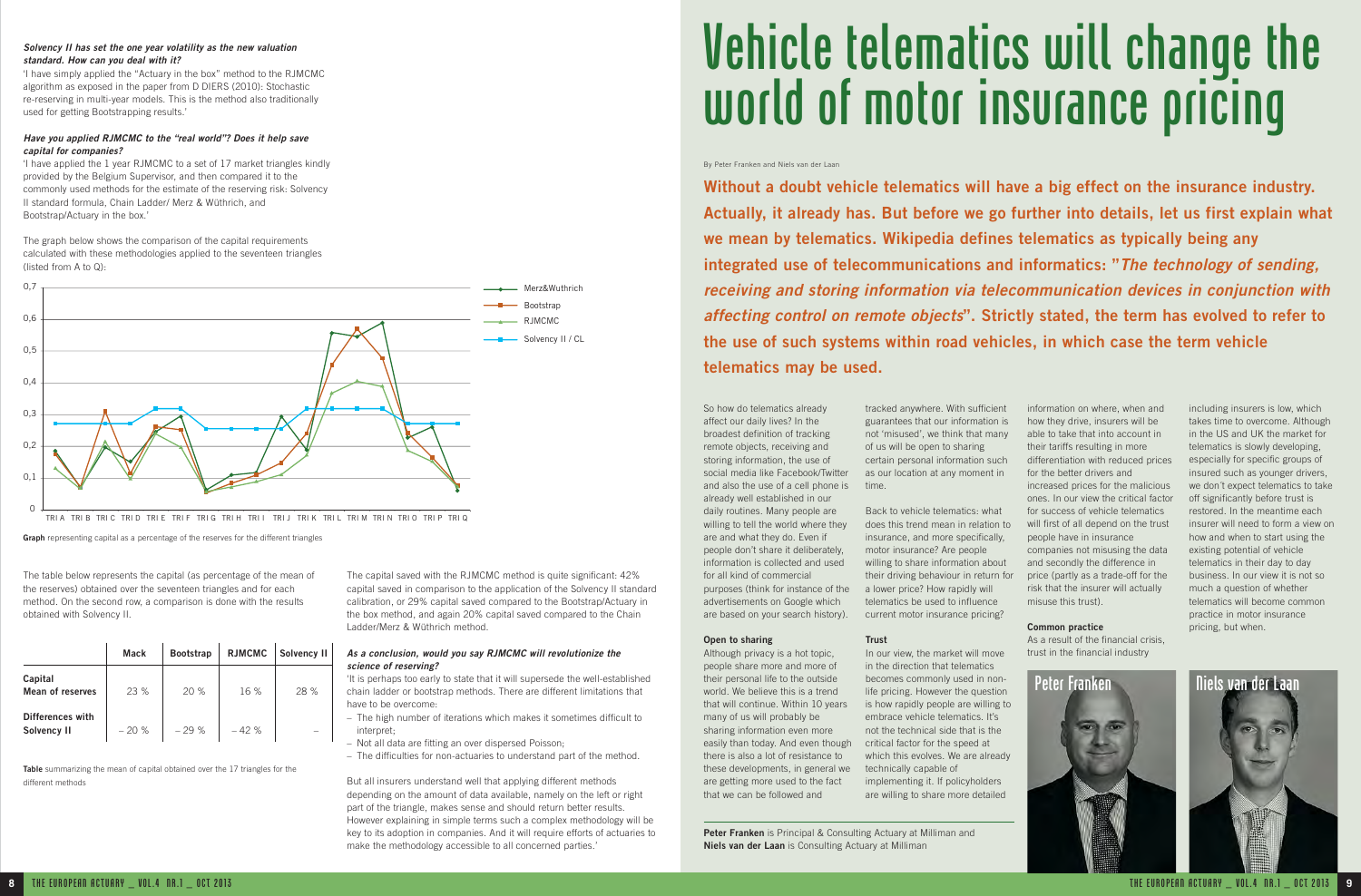***Solvency II has set the one year volatility as the new valuation standard. How can you deal with it?***

'I have simply applied the "Actuary in the box" method to the RJMCMC algorithm as exposed in the paper from D DIERS (2010): Stochastic re-reserving in multi-year models. This is the method also traditionally used for getting Bootstrapping results.'

***Have you applied RJMCMC to the "real world"? Does it help save capital for companies?***

'I have applied the 1 year RJMCMC to a set of 17 market triangles kindly provided by the Belgium Supervisor, and then compared it to the commonly used methods for the estimate of the reserving risk: Solvency II standard formula, Chain Ladder/ Merz & Wüthrich, and Bootstrap/Actuary in the box.'

The graph below shows the comparison of the capital requirements calculated with these methodologies applied to the seventeen triangles (listed from A to Q):

0,7
0,6
0,5
0,4
0,3
0,2
0,1
0

TRI A TRI B TRI C TRI D TRI E TRI F TRI G TRI H TRI I TRI J TRI K TRI L TRI M TRI N TRI O TRI P TRI Q

Merz&Wuthrich
Bootstrap
RJMCMC
Solvency II / CL

**Graph** representing capital as a percentage of the reserves for the different triangles

The table below represents the capital (as percentage of the mean of the reserves) obtained over the seventeen triangles and for each method. On the second row, a comparison is done with the results obtained with Solvency II.

| | Mack | Bootstrap | RJMCMC | Solvency II |
|---|---|---|---|---|
| **Capital Mean of reserves** | 23 % | 20 % | 16 % | 28 % |
| **Differences with Solvency II** | – 20 % | – 29 % | – 42 % | – |

**Table** summarizing the mean of capital obtained over the 17 triangles for the different methods

The capital saved with the RJMCMC method is quite significant: 42% capital saved in comparison to the application of the Solvency II standard calibration, or 29% capital saved compared to the Bootstrap/Actuary in the box method, and again 20% capital saved compared to the Chain Ladder/Merz & Wüthrich method.

***As a conclusion, would you say RJMCMC will revolutionize the science of reserving?***

'It is perhaps too early to state that it will supersede the well-established chain ladder or bootstrap methods. There are different limitations that have to be overcome:

- The high number of iterations which makes it sometimes difficult to interpret;
- Not all data are fitting an over dispersed Poisson;
- The difficulties for non-actuaries to understand part of the method.

But all insurers understand well that applying different methods depending on the amount of data available, namely on the left or right part of the triangle, makes sense and should return better results. However explaining in simple terms such a complex methodology will be key to its adoption in companies. And it will require efforts of actuaries to make the methodology accessible to all concerned parties.'

# Vehicle telematics will change the world of motor insurance pricing

By Peter Franken and Niels van der Laan

**Without a doubt vehicle telematics will have a big effect on the insurance industry. Actually, it already has. But before we go further into details, let us first explain what we mean by telematics. Wikipedia defines telematics as typically being any integrated use of telecommunications and informatics: "*The technology of sending, receiving and storing information via telecommunication devices in conjunction with affecting control on remote objects*". Strictly stated, the term has evolved to refer to the use of such systems within road vehicles, in which case the term vehicle telematics may be used.**

So how do telematics already affect our daily lives? In the broadest definition of tracking remote objects, receiving and storing information, the use of social media like Facebook/Twitter and also the use of a cell phone is already well established in our daily routines. Many people are willing to tell the world where they are and what they do. Even if people don't share it deliberately, information is collected and used for all kind of commercial purposes (think for instance of the advertisements on Google which are based on your search history).

### Open to sharing

Although privacy is a hot topic, people share more and more of their personal life to the outside world. We believe this is a trend that will continue. Within 10 years many of us will probably be sharing information even more easily than today. And even though there is also a lot of resistance to these developments, in general we are getting more used to the fact that we can be followed and tracked anywhere. With sufficient guarantees that our information is not 'misused', we think that many of us will be open to sharing certain personal information such as our location at any moment in time.

Back to vehicle telematics: what does this trend mean in relation to insurance, and more specifically, motor insurance? Are people willing to share information about their driving behaviour in return for a lower price? How rapidly will telematics be used to influence current motor insurance pricing?

### Trust

In our view, the market will move in the direction that telematics becomes commonly used in non-life pricing. However the question is how rapidly people are willing to embrace vehicle telematics. It's not the technical side that is the critical factor for the speed at which this evolves. We are already technically capable of implementing it. If policyholders are willing to share more detailed information on where, when and how they drive, insurers will be able to take that into account in their tariffs resulting in more differentiation with reduced prices for the better drivers and increased prices for the malicious ones. In our view the critical factor for success of vehicle telematics will first of all depend on the trust people have in insurance companies not misusing the data and secondly the difference in price (partly as a trade-off for the risk that the insurer will actually misuse this trust).

### Common practice

As a result of the financial crisis, trust in the financial industry including insurers is low, which takes time to overcome. Although in the US and UK the market for telematics is slowly developing, especially for specific groups of insured such as younger drivers, we don't expect telematics to take off significantly before trust is restored. In the meantime each insurer will need to form a view on how and when to start using the existing potential of vehicle telematics in their day to day business. In our view it is not so much a question of whether telematics will become common practice in motor insurance pricing, but when.

Peter Franken

Niels van der Laan

**Peter Franken** is Principal & Consulting Actuary at Milliman and **Niels van der Laan** is Consulting Actuary at Milliman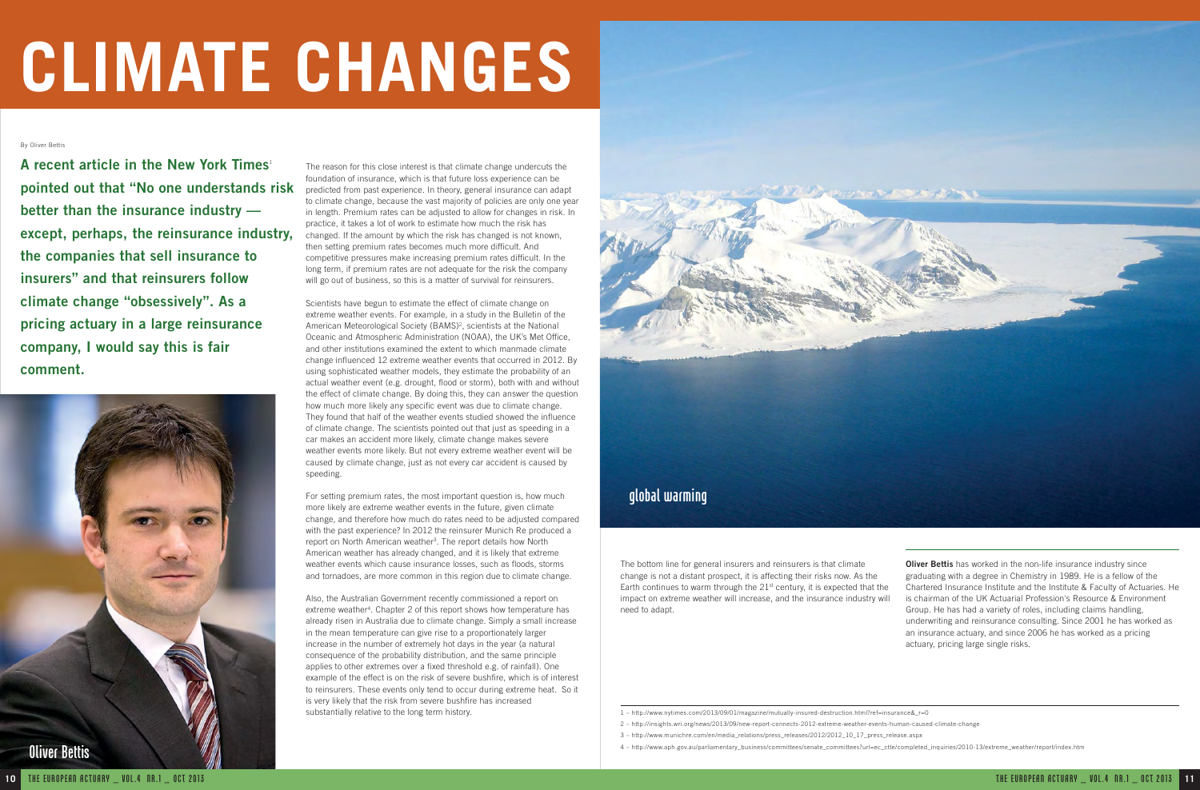# CLIMATE CHANGES

By Oliver Bettis

**A recent article in the New York Times[1] pointed out that "No one understands risk better than the insurance industry — except, perhaps, the reinsurance industry, the companies that sell insurance to insurers" and that reinsurers follow climate change "obsessively". As a pricing actuary in a large reinsurance company, I would say this is fair comment.**

Oliver Bettis

The reason for this close interest is that climate change undercuts the foundation of insurance, which is that future loss experience can be predicted from past experience. In theory, general insurance can adapt to climate change, because the vast majority of policies are only one year in length. Premium rates can be adjusted to allow for changes in risk. In practice, it takes a lot of work to estimate how much the risk has changed. If the amount by which the risk has changed is not known, then setting premium rates becomes much more difficult. And competitive pressures make increasing premium rates difficult. In the long term, if premium rates are not adequate for the risk the company will go out of business, so this is a matter of survival for reinsurers.

Scientists have begun to estimate the effect of climate change on extreme weather events. For example, in a study in the Bulletin of the American Meteorological Society (BAMS)[2], scientists at the National Oceanic and Atmospheric Administration (NOAA), the UK's Met Office, and other institutions examined the extent to which manmade climate change influenced 12 extreme weather events that occurred in 2012. By using sophisticated weather models, they estimate the probability of an actual weather event (e.g. drought, flood or storm), both with and without the effect of climate change. By doing this, they can answer the question how much more likely any specific event was due to climate change. They found that half of the weather events studied showed the influence of climate change. The scientists pointed out that just as speeding in a car makes an accident more likely, climate change makes severe weather events more likely. But not every extreme weather event will be caused by climate change, just as not every car accident is caused by speeding.

For setting premium rates, the most important question is, how much more likely are extreme weather events in the future, given climate change, and therefore how much do rates need to be adjusted compared with the past experience? In 2012 the reinsurer Munich Re produced a report on North American weather[3]. The report details how North American weather has already changed, and it is likely that extreme weather events which cause insurance losses, such as floods, storms and tornadoes, are more common in this region due to climate change.

Also, the Australian Government recently commissioned a report on extreme weather[4]. Chapter 2 of this report shows how temperature has already risen in Australia due to climate change. Simply a small increase in the mean temperature can give rise to a proportionately larger increase in the number of extremely hot days in the year (a natural consequence of the probability distribution, and the same principle applies to other extremes over a fixed threshold e.g. of rainfall). One example of the effect is on the risk of severe bushfire, which is of interest to reinsurers. These events only tend to occur during extreme heat. So it is very likely that the risk from severe bushfire has increased substantially relative to the long term history.

global warming

The bottom line for general insurers and reinsurers is that climate change is not a distant prospect, it is affecting their risks now. As the Earth continues to warm through the 21st century, it is expected that the impact on extreme weather will increase, and the insurance industry will need to adapt.

**Oliver Bettis** has worked in the non-life insurance industry since graduating with a degree in Chemistry in 1989. He is a fellow of the Chartered Insurance Institute and the Institute & Faculty of Actuaries. He is chairman of the UK Actuarial Profession's Resource & Environment Group. He has had a variety of roles, including claims handling, underwriting and reinsurance consulting. Since 2001 he has worked as an insurance actuary, and since 2006 he has worked as a pricing actuary, pricing large single risks.

1 – http://www.nytimes.com/2013/09/01/magazine/mutually-insured-destruction.html?ref=insurance&_r=0

2 – http://insights.wri.org/news/2013/09/new-report-connects-2012-extreme-weather-events-human-caused-climate-change

3 – http://www.munichre.com/en/media_relations/press_releases/2012/2012_10_17_press_release.aspx

4 – http://www.aph.gov.au/parliamentary_business/committees/senate_committees?url=ec_ctte/completed_inquiries/2010-13/extreme_weather/report/index.htm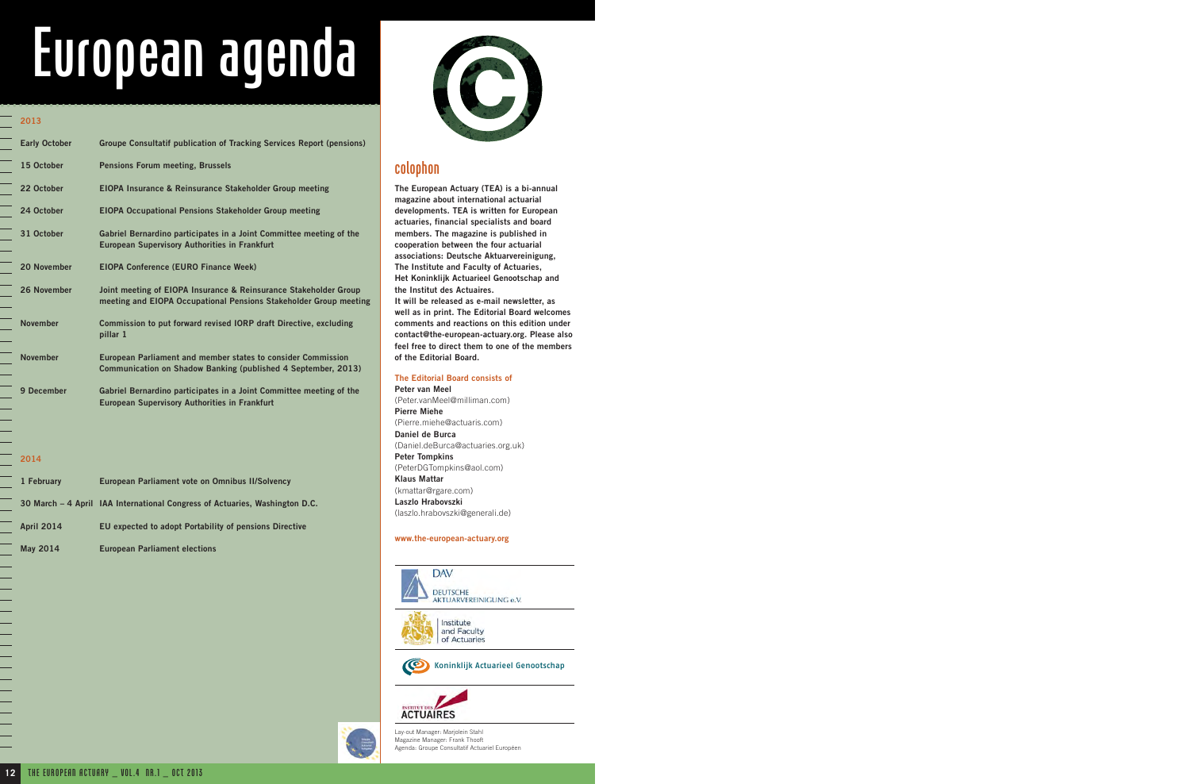# European agenda

## 2013

| | |
|---|---|
| Early October | Groupe Consultatif publication of Tracking Services Report (pensions) |
| 15 October | Pensions Forum meeting, Brussels |
| 22 October | EIOPA Insurance & Reinsurance Stakeholder Group meeting |
| 24 October | EIOPA Occupational Pensions Stakeholder Group meeting |
| 31 October | Gabriel Bernardino participates in a Joint Committee meeting of the European Supervisory Authorities in Frankfurt |
| 20 November | EIOPA Conference (EURO Finance Week) |
| 26 November | Joint meeting of EIOPA Insurance & Reinsurance Stakeholder Group meeting and EIOPA Occupational Pensions Stakeholder Group meeting |
| November | Commission to put forward revised IORP draft Directive, excluding pillar 1 |
| November | European Parliament and member states to consider Commission Communication on Shadow Banking (published 4 September, 2013) |
| 9 December | Gabriel Bernardino participates in a Joint Committee meeting of the European Supervisory Authorities in Frankfurt |

## 2014

| | |
|---|---|
| 1 February | European Parliament vote on Omnibus II/Solvency |
| 30 March – 4 April | IAA International Congress of Actuaries, Washington D.C. |
| April 2014 | EU expected to adopt Portability of pensions Directive |
| May 2014 | European Parliament elections |

## colophon

**The European Actuary (TEA) is a bi-annual magazine about international actuarial developments. TEA is written for European actuaries, financial specialists and board members. The magazine is published in cooperation between the four actuarial associations: Deutsche Aktuarvereinigung, The Institute and Faculty of Actuaries, Het Koninklijk Actuarieel Genootschap and the Institut des Actuaires.**
**It will be released as e-mail newsletter, as well as in print. The Editorial Board welcomes comments and reactions on this edition under contact@the-european-actuary.org. Please also feel free to direct them to one of the members of the Editorial Board.**

### The Editorial Board consists of

**Peter van Meel**
(Peter.vanMeel@milliman.com)
**Pierre Miehe**
(Pierre.miehe@actuaris.com)
**Daniel de Burca**
(Daniel.deBurca@actuaries.org.uk)
**Peter Tompkins**
(PeterDGTompkins@aol.com)
**Klaus Mattar**
(kmattar@rgare.com)
**Laszlo Hrabovszki**
(laszlo.hrabovszki@generali.de)

www.the-european-actuary.org

DAV DEUTSCHE AKTUARVEREINIGUNG e.V.

Institute and Faculty of Actuaries

Koninklijk Actuarieel Genootschap

INSTITUT DES ACTUAIRES

Lay-out Manager: Marjolein Stahl
Magazine Manager: Frank Thooft
Agenda: Groupe Consultatif Actuariel Européen